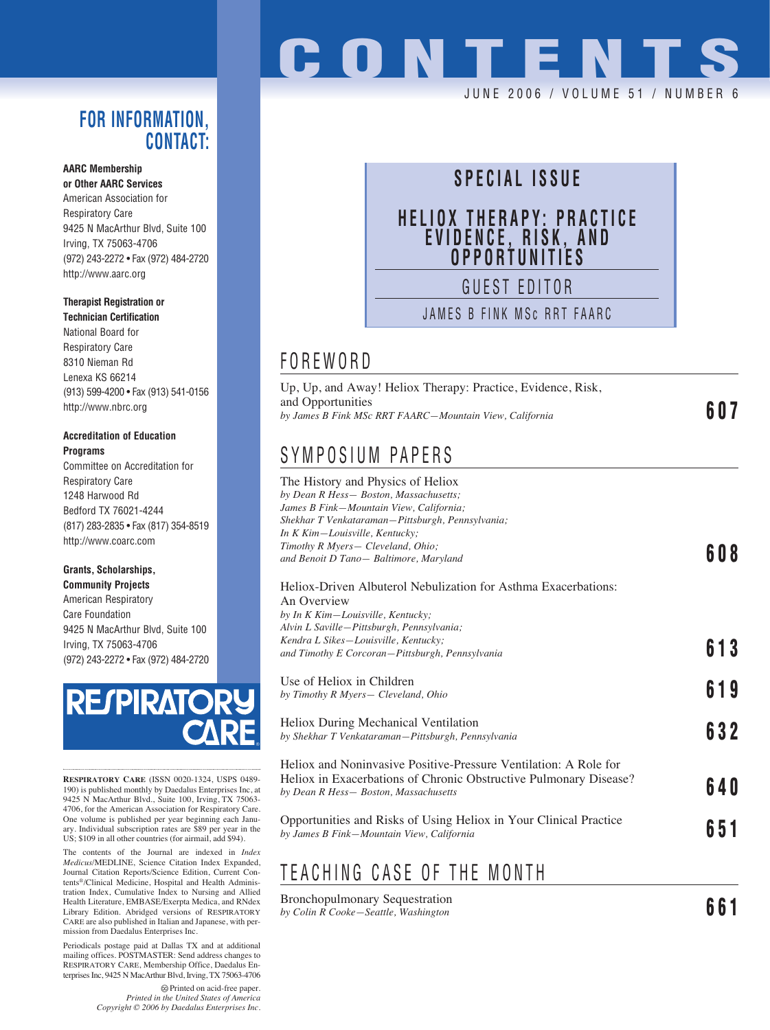# CONTENTS

JUNE 2006 / VOLUME 51 / NUMBER 6

## SPECIAL ISSUE

### HELIOX THERAPY: PRACTICE EVIDENCE, RISK, AND OPPORTUNITIES

GUEST EDITOR

JAMES B FINK MSc RRT FAARC

## FOREWORD

Up, Up, and Away! Heliox Therapy: Practice, Evidence, Risk, and Opportunities
*by James B Fink MSc RRT FAARC—Mountain View, California* — **607**

## SYMPOSIUM PAPERS

The History and Physics of Heliox
*by Dean R Hess— Boston, Massachusetts; James B Fink—Mountain View, California; Shekhar T Venkataraman—Pittsburgh, Pennsylvania; In K Kim—Louisville, Kentucky; Timothy R Myers— Cleveland, Ohio; and Benoit D Tano— Baltimore, Maryland* — **608**

Heliox-Driven Albuterol Nebulization for Asthma Exacerbations: An Overview
*by In K Kim—Louisville, Kentucky; Alvin L Saville—Pittsburgh, Pennsylvania; Kendra L Sikes—Louisville, Kentucky; and Timothy E Corcoran—Pittsburgh, Pennsylvania* — **613**

Use of Heliox in Children
*by Timothy R Myers— Cleveland, Ohio* — **619**

Heliox During Mechanical Ventilation
*by Shekhar T Venkataraman—Pittsburgh, Pennsylvania* — **632**

Heliox and Noninvasive Positive-Pressure Ventilation: A Role for Heliox in Exacerbations of Chronic Obstructive Pulmonary Disease?
*by Dean R Hess— Boston, Massachusetts* — **640**

Opportunities and Risks of Using Heliox in Your Clinical Practice
*by James B Fink—Mountain View, California* — **651**

## TEACHING CASE OF THE MONTH

Bronchopulmonary Sequestration
*by Colin R Cooke—Seattle, Washington* — **661**

## FOR INFORMATION, CONTACT:

**AARC Membership or Other AARC Services**
American Association for Respiratory Care
9425 N MacArthur Blvd, Suite 100
Irving, TX 75063-4706
(972) 243-2272 • Fax (972) 484-2720
http://www.aarc.org

**Therapist Registration or Technician Certification**
National Board for Respiratory Care
8310 Nieman Rd
Lenexa KS 66214
(913) 599-4200 • Fax (913) 541-0156
http://www.nbrc.org

**Accreditation of Education Programs**
Committee on Accreditation for Respiratory Care
1248 Harwood Rd
Bedford TX 76021-4244
(817) 283-2835 • Fax (817) 354-8519
http://www.coarc.com

**Grants, Scholarships, Community Projects**
American Respiratory Care Foundation
9425 N MacArthur Blvd, Suite 100
Irving, TX 75063-4706
(972) 243-2272 • Fax (972) 484-2720

RESPIRATORY CARE

RESPIRATORY CARE (ISSN 0020-1324, USPS 0489-190) is published monthly by Daedalus Enterprises Inc, at 9425 N MacArthur Blvd., Suite 100, Irving, TX 75063-4706, for the American Association for Respiratory Care. One volume is published per year beginning each January. Individual subscription rates are $89 per year in the US; $109 in all other countries (for airmail, add $94).

The contents of the Journal are indexed in *Index Medicus*/MEDLINE, Science Citation Index Expanded, Journal Citation Reports/Science Edition, Current Contents®/Clinical Medicine, Hospital and Health Administration Index, Cumulative Index to Nursing and Allied Health Literature, EMBASE/Exerpta Medica, and RNdex Library Edition. Abridged versions of RESPIRATORY CARE are also published in Italian and Japanese, with permission from Daedalus Enterprises Inc.

Periodicals postage paid at Dallas TX and at additional mailing offices. POSTMASTER: Send address changes to RESPIRATORY CARE, Membership Office, Daedalus Enterprises Inc, 9425 N MacArthur Blvd, Irving, TX 75063-4706

Printed on acid-free paper.
*Printed in the United States of America*
*Copyright © 2006 by Daedalus Enterprises Inc.*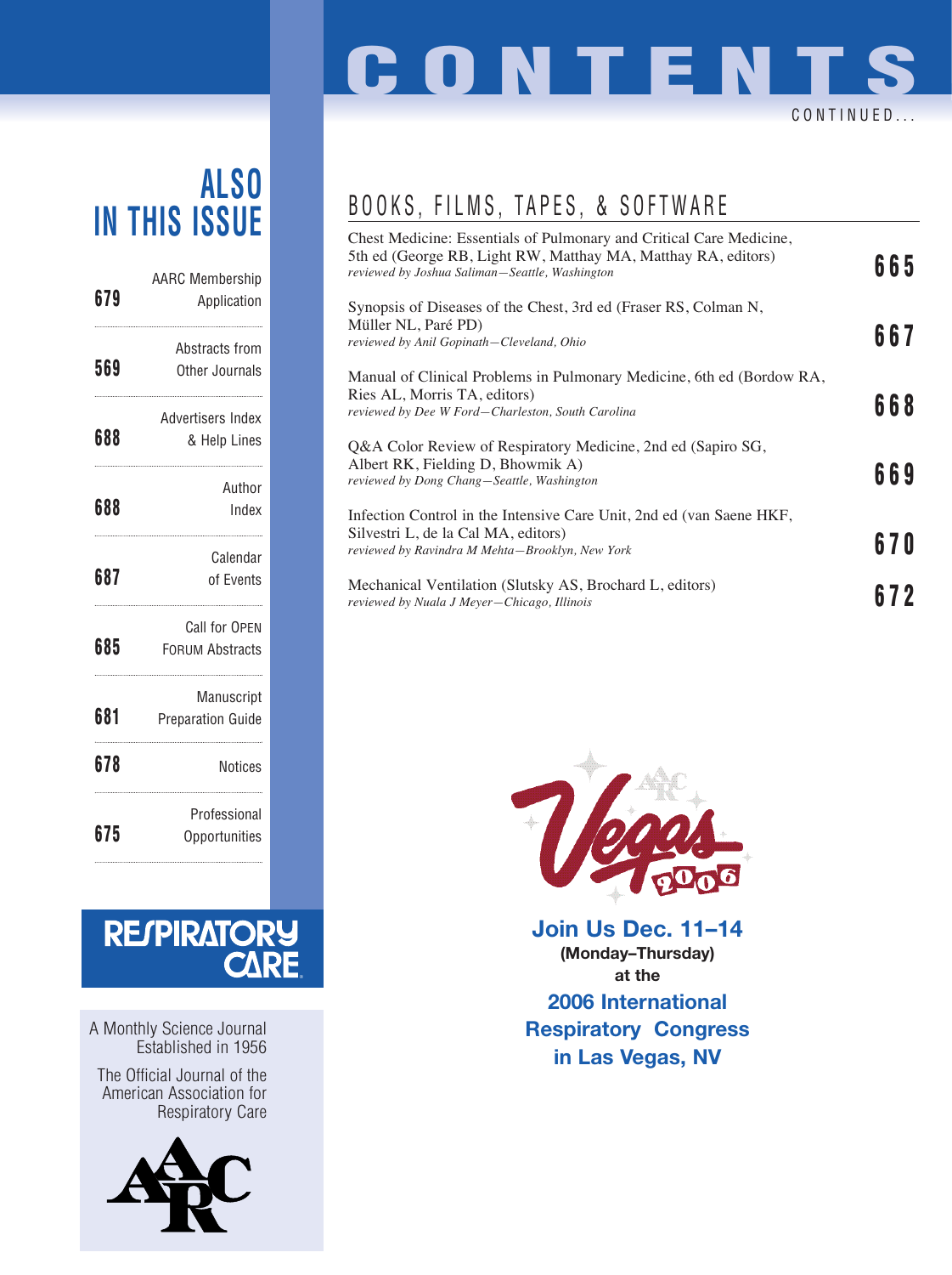# CONTENTS

CONTINUED...

## BOOKS, FILMS, TAPES, & SOFTWARE

Chest Medicine: Essentials of Pulmonary and Critical Care Medicine, 5th ed (George RB, Light RW, Matthay MA, Matthay RA, editors)
*reviewed by Joshua Saliman—Seattle, Washington* — **665**

Synopsis of Diseases of the Chest, 3rd ed (Fraser RS, Colman N, Müller NL, Paré PD)
*reviewed by Anil Gopinath—Cleveland, Ohio* — **667**

Manual of Clinical Problems in Pulmonary Medicine, 6th ed (Bordow RA, Ries AL, Morris TA, editors)
*reviewed by Dee W Ford—Charleston, South Carolina* — **668**

Q&A Color Review of Respiratory Medicine, 2nd ed (Sapiro SG, Albert RK, Fielding D, Bhowmik A)
*reviewed by Dong Chang—Seattle, Washington* — **669**

Infection Control in the Intensive Care Unit, 2nd ed (van Saene HKF, Silvestri L, de la Cal MA, editors)
*reviewed by Ravindra M Mehta—Brooklyn, New York* — **670**

Mechanical Ventilation (Slutsky AS, Brochard L, editors)
*reviewed by Nuala J Meyer—Chicago, Illinois* — **672**

## ALSO IN THIS ISSUE

| | |
|---|---|
| 679 | AARC Membership Application |
| 569 | Abstracts from Other Journals |
| 688 | Advertisers Index & Help Lines |
| 688 | Author Index |
| 687 | Calendar of Events |
| 685 | Call for OPEN FORUM Abstracts |
| 681 | Manuscript Preparation Guide |
| 678 | Notices |
| 675 | Professional Opportunities |

RESPIRATORY CARE

A Monthly Science Journal
Established in 1956

The Official Journal of the American Association for Respiratory Care

AARC

Vegas 2006

**Join Us Dec. 11–14**
**(Monday–Thursday)**
**at the**
**2006 International Respiratory Congress in Las Vegas, NV**